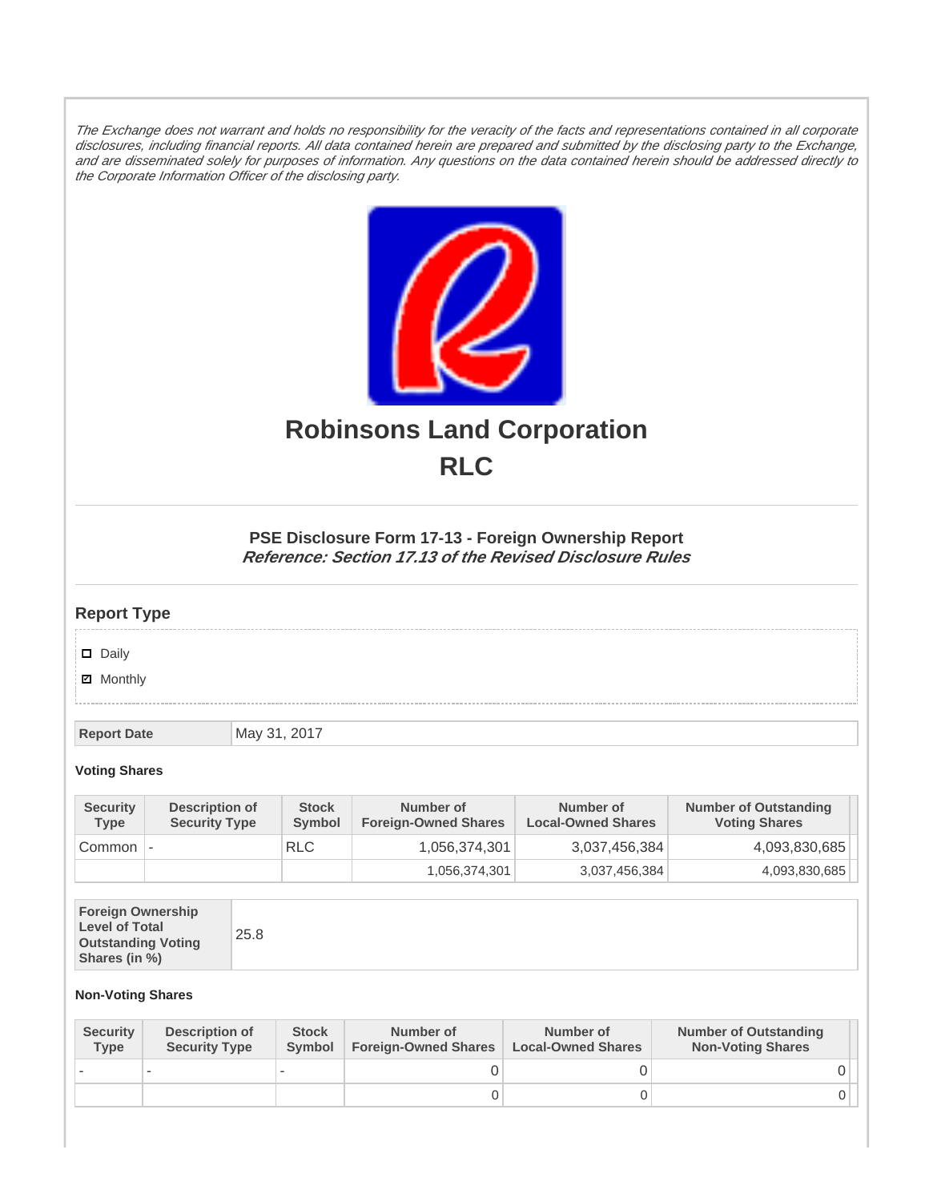*The Exchange does not warrant and holds no responsibility for the veracity of the facts and representations contained in all corporate disclosures, including financial reports. All data contained herein are prepared and submitted by the disclosing party to the Exchange, and are disseminated solely for purposes of information. Any questions on the data contained herein should be addressed directly to the Corporate Information Officer of the disclosing party.*

# Robinsons Land Corporation

# RLC

### PSE Disclosure Form 17-13 - Foreign Ownership Report

***Reference: Section 17.13 of the Revised Disclosure Rules***

## Report Type

- ☐ Daily
- ☑ Monthly

| Report Date | May 31, 2017 |
|---|---|

#### Voting Shares

| Security Type | Description of Security Type | Stock Symbol | Number of Foreign-Owned Shares | Number of Local-Owned Shares | Number of Outstanding Voting Shares |
|---|---|---|---|---|---|
| Common | - | RLC | 1,056,374,301 | 3,037,456,384 | 4,093,830,685 |
| | | | 1,056,374,301 | 3,037,456,384 | 4,093,830,685 |

| Foreign Ownership Level of Total Outstanding Voting Shares (in %) | 25.8 |
|---|---|

#### Non-Voting Shares

| Security Type | Description of Security Type | Stock Symbol | Number of Foreign-Owned Shares | Number of Local-Owned Shares | Number of Outstanding Non-Voting Shares |
|---|---|---|---|---|---|
| - | - | - | 0 | 0 | 0 |
| | | | 0 | 0 | 0 |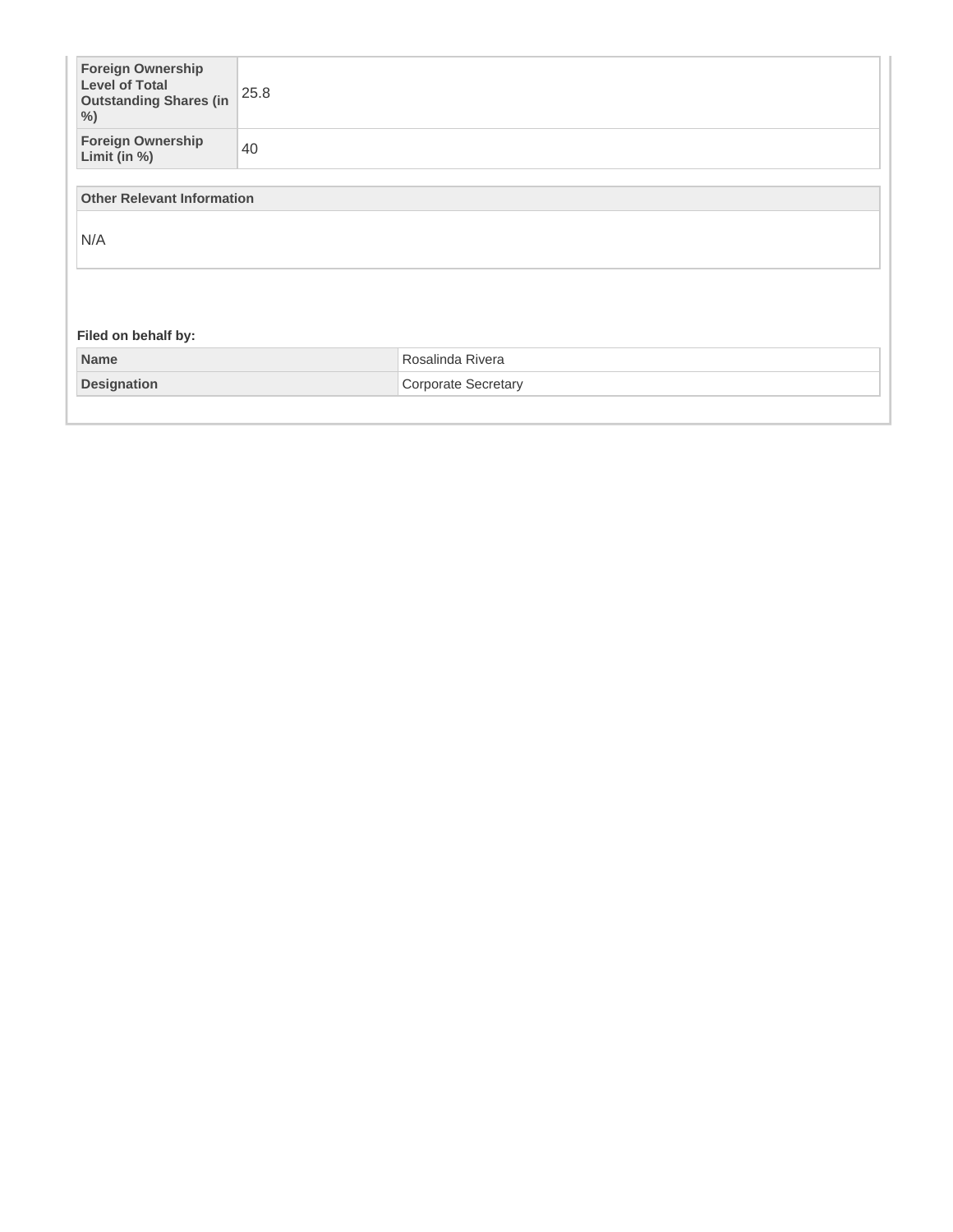| | |
|---|---|
| Foreign Ownership Level of Total Outstanding Shares (in %) | 25.8 |
| Foreign Ownership Limit (in %) | 40 |

| Other Relevant Information |
|---|
| N/A |

**Filed on behalf by:**

| | |
|---|---|
| Name | Rosalinda Rivera |
| Designation | Corporate Secretary |